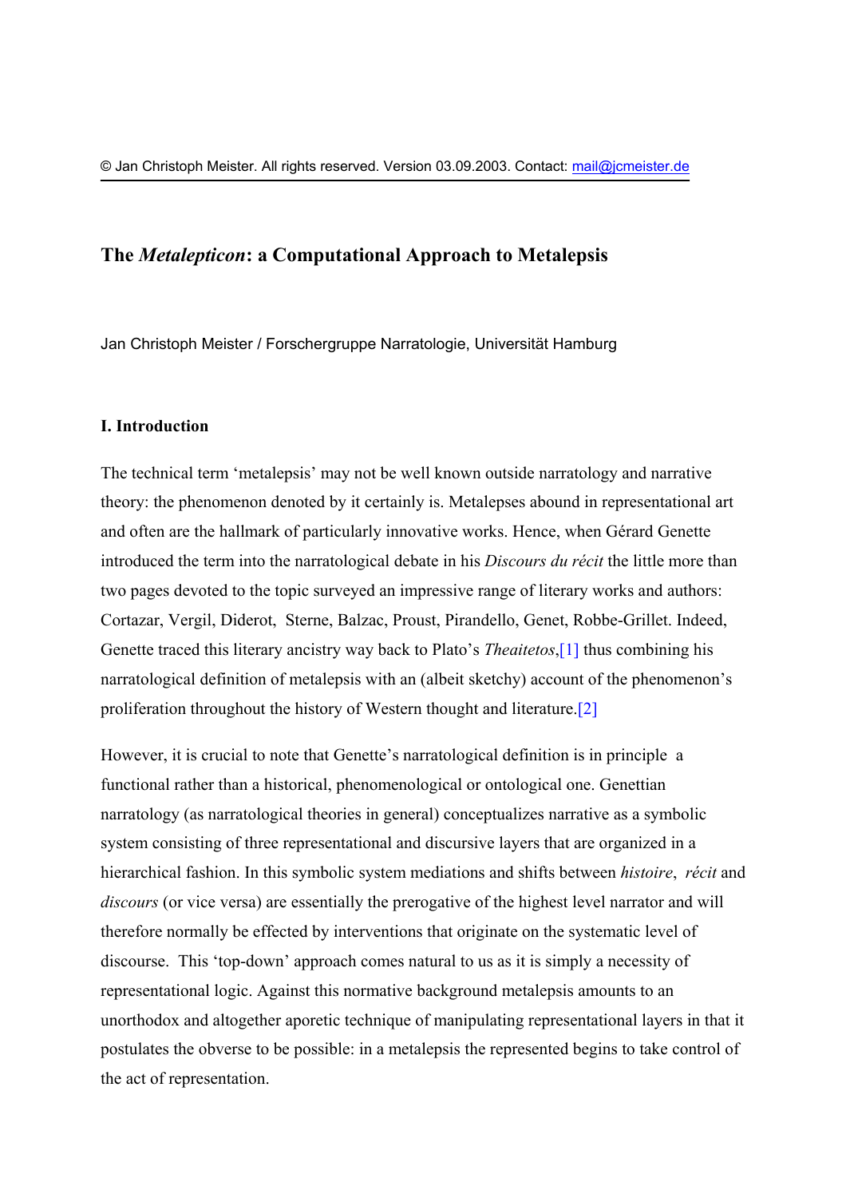© Jan Christoph Meister. All rights reserved. Version 03.09.2003. Contact: mail@jcmeister.de

# The *Metalepticon*: a Computational Approach to Metalepsis

Jan Christoph Meister / Forschergruppe Narratologie, Universität Hamburg

## I. Introduction

The technical term 'metalepsis' may not be well known outside narratology and narrative theory: the phenomenon denoted by it certainly is. Metalepses abound in representational art and often are the hallmark of particularly innovative works. Hence, when Gérard Genette introduced the term into the narratological debate in his *Discours du récit* the little more than two pages devoted to the topic surveyed an impressive range of literary works and authors: Cortazar, Vergil, Diderot, Sterne, Balzac, Proust, Pirandello, Genet, Robbe-Grillet. Indeed, Genette traced this literary ancistry way back to Plato's *Theaitetos*,[1] thus combining his narratological definition of metalepsis with an (albeit sketchy) account of the phenomenon's proliferation throughout the history of Western thought and literature.[2]

However, it is crucial to note that Genette's narratological definition is in principle a functional rather than a historical, phenomenological or ontological one. Genettian narratology (as narratological theories in general) conceptualizes narrative as a symbolic system consisting of three representational and discursive layers that are organized in a hierarchical fashion. In this symbolic system mediations and shifts between *histoire*, *récit* and *discours* (or vice versa) are essentially the prerogative of the highest level narrator and will therefore normally be effected by interventions that originate on the systematic level of discourse. This 'top-down' approach comes natural to us as it is simply a necessity of representational logic. Against this normative background metalepsis amounts to an unorthodox and altogether aporetic technique of manipulating representational layers in that it postulates the obverse to be possible: in a metalepsis the represented begins to take control of the act of representation.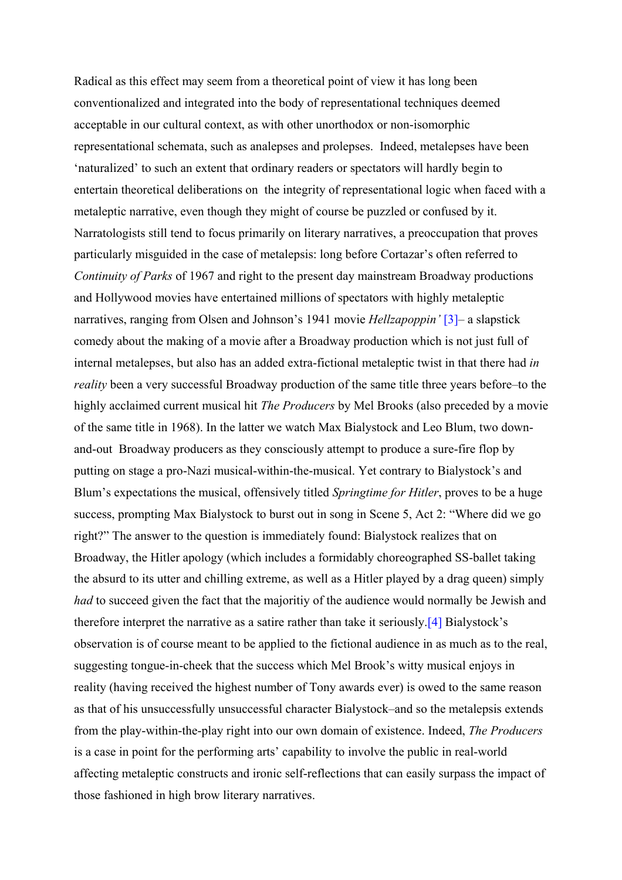Radical as this effect may seem from a theoretical point of view it has long been conventionalized and integrated into the body of representational techniques deemed acceptable in our cultural context, as with other unorthodox or non-isomorphic representational schemata, such as analepses and prolepses. Indeed, metalepses have been 'naturalized' to such an extent that ordinary readers or spectators will hardly begin to entertain theoretical deliberations on the integrity of representational logic when faced with a metaleptic narrative, even though they might of course be puzzled or confused by it. Narratologists still tend to focus primarily on literary narratives, a preoccupation that proves particularly misguided in the case of metalepsis: long before Cortazar's often referred to *Continuity of Parks* of 1967 and right to the present day mainstream Broadway productions and Hollywood movies have entertained millions of spectators with highly metaleptic narratives, ranging from Olsen and Johnson's 1941 movie *Hellzapoppin'* [3]– a slapstick comedy about the making of a movie after a Broadway production which is not just full of internal metalepses, but also has an added extra-fictional metaleptic twist in that there had *in reality* been a very successful Broadway production of the same title three years before–to the highly acclaimed current musical hit *The Producers* by Mel Brooks (also preceded by a movie of the same title in 1968). In the latter we watch Max Bialystock and Leo Blum, two down-and-out Broadway producers as they consciously attempt to produce a sure-fire flop by putting on stage a pro-Nazi musical-within-the-musical. Yet contrary to Bialystock's and Blum's expectations the musical, offensively titled *Springtime for Hitler*, proves to be a huge success, prompting Max Bialystock to burst out in song in Scene 5, Act 2: "Where did we go right?" The answer to the question is immediately found: Bialystock realizes that on Broadway, the Hitler apology (which includes a formidably choreographed SS-ballet taking the absurd to its utter and chilling extreme, as well as a Hitler played by a drag queen) simply *had* to succeed given the fact that the majoritiy of the audience would normally be Jewish and therefore interpret the narrative as a satire rather than take it seriously.[4] Bialystock's observation is of course meant to be applied to the fictional audience in as much as to the real, suggesting tongue-in-cheek that the success which Mel Brook's witty musical enjoys in reality (having received the highest number of Tony awards ever) is owed to the same reason as that of his unsuccessfully unsuccessful character Bialystock–and so the metalepsis extends from the play-within-the-play right into our own domain of existence. Indeed, *The Producers* is a case in point for the performing arts' capability to involve the public in real-world affecting metaleptic constructs and ironic self-reflections that can easily surpass the impact of those fashioned in high brow literary narratives.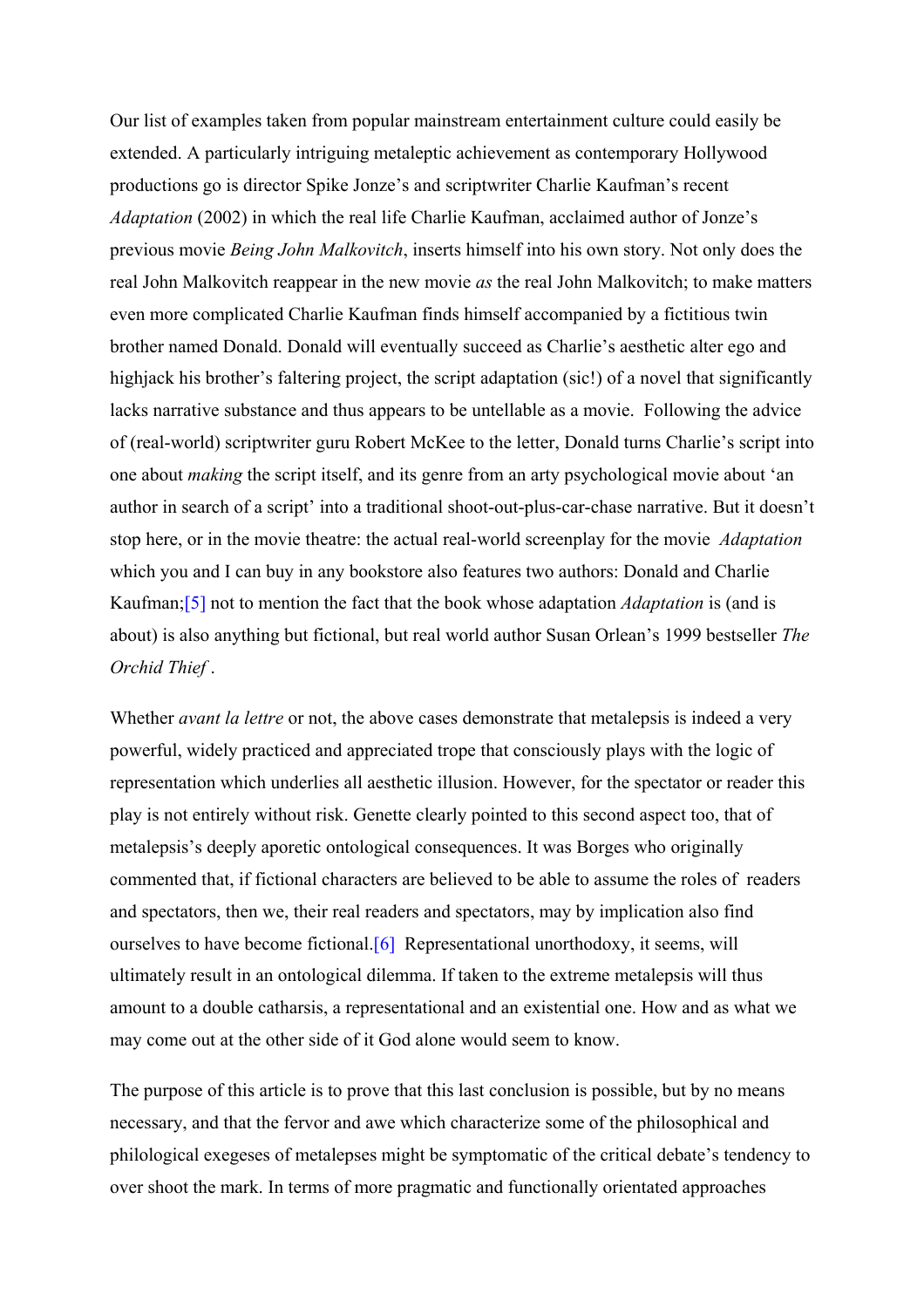Our list of examples taken from popular mainstream entertainment culture could easily be extended. A particularly intriguing metaleptic achievement as contemporary Hollywood productions go is director Spike Jonze's and scriptwriter Charlie Kaufman's recent *Adaptation* (2002) in which the real life Charlie Kaufman, acclaimed author of Jonze's previous movie *Being John Malkovitch*, inserts himself into his own story. Not only does the real John Malkovitch reappear in the new movie *as* the real John Malkovitch; to make matters even more complicated Charlie Kaufman finds himself accompanied by a fictitious twin brother named Donald. Donald will eventually succeed as Charlie's aesthetic alter ego and highjack his brother's faltering project, the script adaptation (sic!) of a novel that significantly lacks narrative substance and thus appears to be untellable as a movie. Following the advice of (real-world) scriptwriter guru Robert McKee to the letter, Donald turns Charlie's script into one about *making* the script itself, and its genre from an arty psychological movie about 'an author in search of a script' into a traditional shoot-out-plus-car-chase narrative. But it doesn't stop here, or in the movie theatre: the actual real-world screenplay for the movie *Adaptation* which you and I can buy in any bookstore also features two authors: Donald and Charlie Kaufman;[5] not to mention the fact that the book whose adaptation *Adaptation* is (and is about) is also anything but fictional, but real world author Susan Orlean's 1999 bestseller *The Orchid Thief* .

Whether *avant la lettre* or not, the above cases demonstrate that metalepsis is indeed a very powerful, widely practiced and appreciated trope that consciously plays with the logic of representation which underlies all aesthetic illusion. However, for the spectator or reader this play is not entirely without risk. Genette clearly pointed to this second aspect too, that of metalepsis's deeply aporetic ontological consequences. It was Borges who originally commented that, if fictional characters are believed to be able to assume the roles of readers and spectators, then we, their real readers and spectators, may by implication also find ourselves to have become fictional.[6] Representational unorthodoxy, it seems, will ultimately result in an ontological dilemma. If taken to the extreme metalepsis will thus amount to a double catharsis, a representational and an existential one. How and as what we may come out at the other side of it God alone would seem to know.

The purpose of this article is to prove that this last conclusion is possible, but by no means necessary, and that the fervor and awe which characterize some of the philosophical and philological exegeses of metalepses might be symptomatic of the critical debate's tendency to over shoot the mark. In terms of more pragmatic and functionally orientated approaches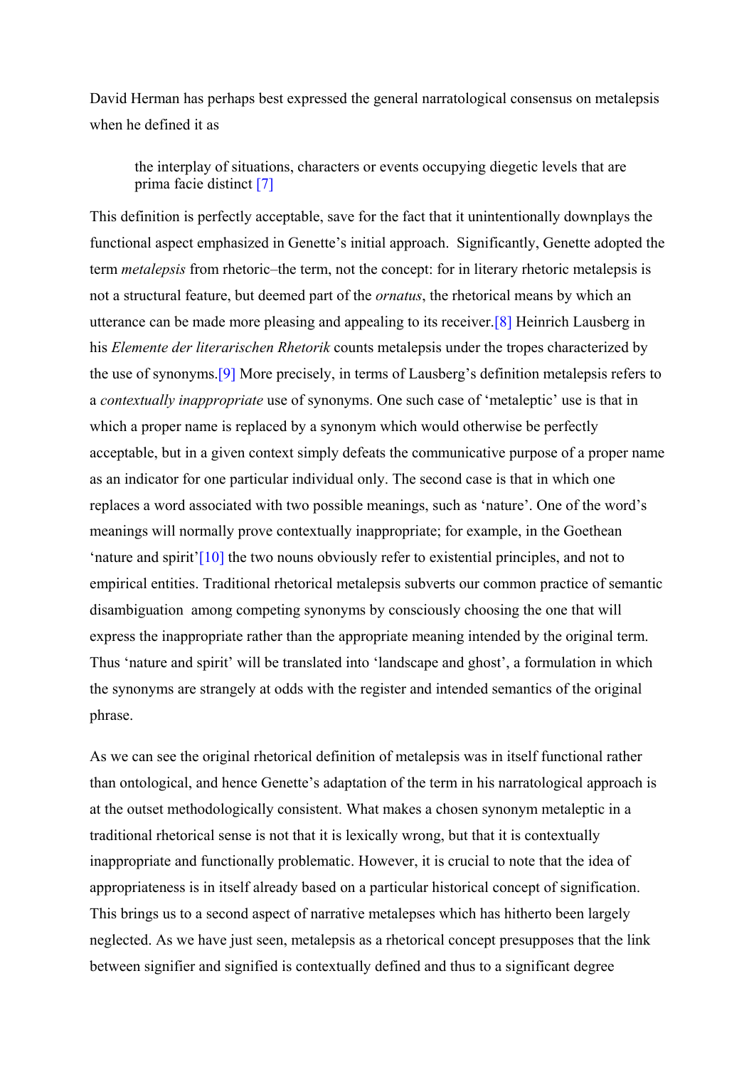David Herman has perhaps best expressed the general narratological consensus on metalepsis when he defined it as

> the interplay of situations, characters or events occupying diegetic levels that are prima facie distinct [7]

This definition is perfectly acceptable, save for the fact that it unintentionally downplays the functional aspect emphasized in Genette's initial approach. Significantly, Genette adopted the term *metalepsis* from rhetoric–the term, not the concept: for in literary rhetoric metalepsis is not a structural feature, but deemed part of the *ornatus*, the rhetorical means by which an utterance can be made more pleasing and appealing to its receiver.[8] Heinrich Lausberg in his *Elemente der literarischen Rhetorik* counts metalepsis under the tropes characterized by the use of synonyms.[9] More precisely, in terms of Lausberg's definition metalepsis refers to a *contextually inappropriate* use of synonyms. One such case of 'metaleptic' use is that in which a proper name is replaced by a synonym which would otherwise be perfectly acceptable, but in a given context simply defeats the communicative purpose of a proper name as an indicator for one particular individual only. The second case is that in which one replaces a word associated with two possible meanings, such as 'nature'. One of the word's meanings will normally prove contextually inappropriate; for example, in the Goethean 'nature and spirit'[10] the two nouns obviously refer to existential principles, and not to empirical entities. Traditional rhetorical metalepsis subverts our common practice of semantic disambiguation among competing synonyms by consciously choosing the one that will express the inappropriate rather than the appropriate meaning intended by the original term. Thus 'nature and spirit' will be translated into 'landscape and ghost', a formulation in which the synonyms are strangely at odds with the register and intended semantics of the original phrase.

As we can see the original rhetorical definition of metalepsis was in itself functional rather than ontological, and hence Genette's adaptation of the term in his narratological approach is at the outset methodologically consistent. What makes a chosen synonym metaleptic in a traditional rhetorical sense is not that it is lexically wrong, but that it is contextually inappropriate and functionally problematic. However, it is crucial to note that the idea of appropriateness is in itself already based on a particular historical concept of signification. This brings us to a second aspect of narrative metalepses which has hitherto been largely neglected. As we have just seen, metalepsis as a rhetorical concept presupposes that the link between signifier and signified is contextually defined and thus to a significant degree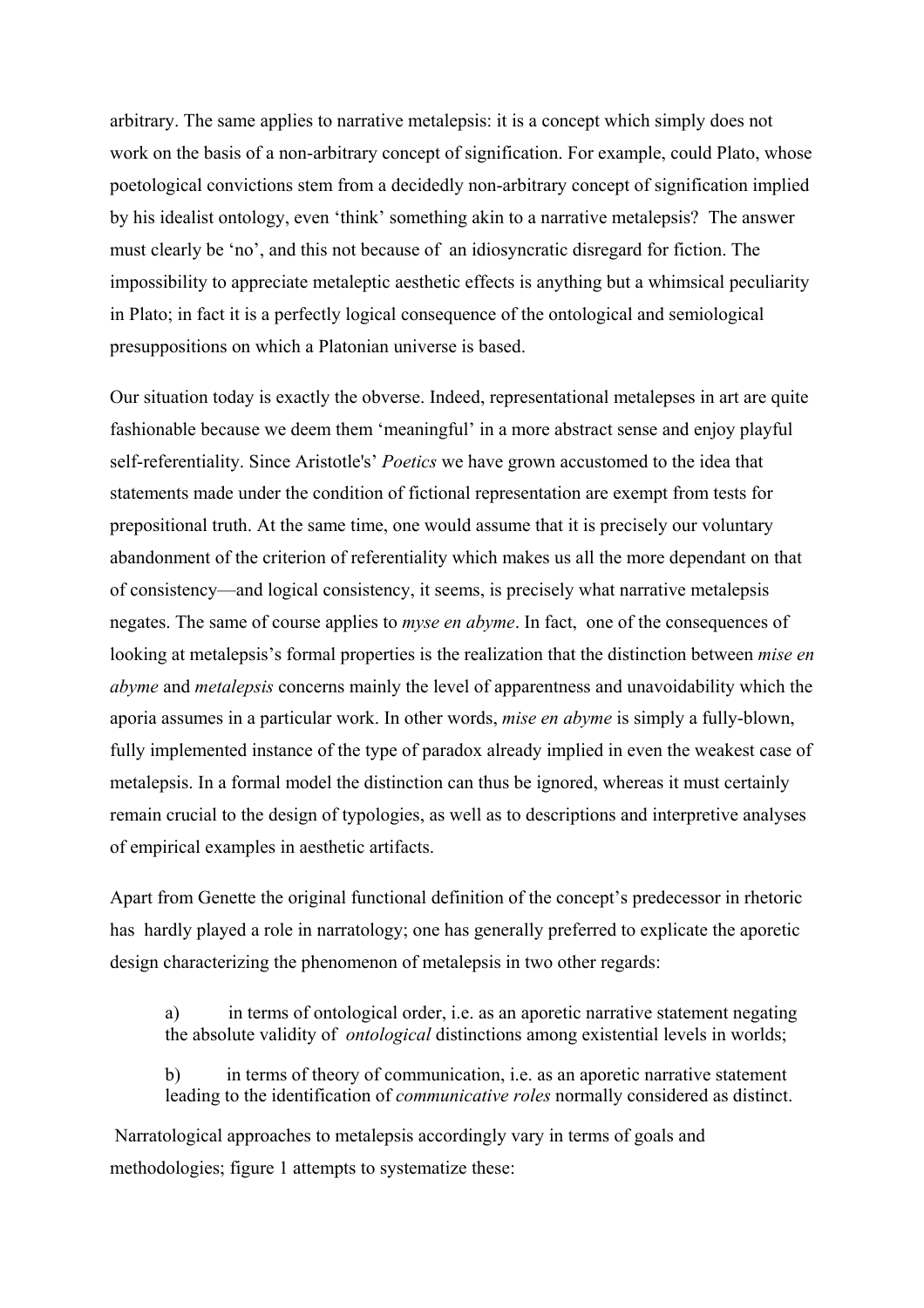arbitrary. The same applies to narrative metalepsis: it is a concept which simply does not work on the basis of a non-arbitrary concept of signification. For example, could Plato, whose poetological convictions stem from a decidedly non-arbitrary concept of signification implied by his idealist ontology, even 'think' something akin to a narrative metalepsis? The answer must clearly be 'no', and this not because of an idiosyncratic disregard for fiction. The impossibility to appreciate metaleptic aesthetic effects is anything but a whimsical peculiarity in Plato; in fact it is a perfectly logical consequence of the ontological and semiological presuppositions on which a Platonian universe is based.

Our situation today is exactly the obverse. Indeed, representational metalepses in art are quite fashionable because we deem them 'meaningful' in a more abstract sense and enjoy playful self-referentiality. Since Aristotle's' *Poetics* we have grown accustomed to the idea that statements made under the condition of fictional representation are exempt from tests for prepositional truth. At the same time, one would assume that it is precisely our voluntary abandonment of the criterion of referentiality which makes us all the more dependant on that of consistency—and logical consistency, it seems, is precisely what narrative metalepsis negates. The same of course applies to *myse en abyme*. In fact, one of the consequences of looking at metalepsis's formal properties is the realization that the distinction between *mise en abyme* and *metalepsis* concerns mainly the level of apparentness and unavoidability which the aporia assumes in a particular work. In other words, *mise en abyme* is simply a fully-blown, fully implemented instance of the type of paradox already implied in even the weakest case of metalepsis. In a formal model the distinction can thus be ignored, whereas it must certainly remain crucial to the design of typologies, as well as to descriptions and interpretive analyses of empirical examples in aesthetic artifacts.

Apart from Genette the original functional definition of the concept's predecessor in rhetoric has hardly played a role in narratology; one has generally preferred to explicate the aporetic design characterizing the phenomenon of metalepsis in two other regards:

> a) in terms of ontological order, i.e. as an aporetic narrative statement negating the absolute validity of *ontological* distinctions among existential levels in worlds;
>
> b) in terms of theory of communication, i.e. as an aporetic narrative statement leading to the identification of *communicative roles* normally considered as distinct.

Narratological approaches to metalepsis accordingly vary in terms of goals and methodologies; figure 1 attempts to systematize these: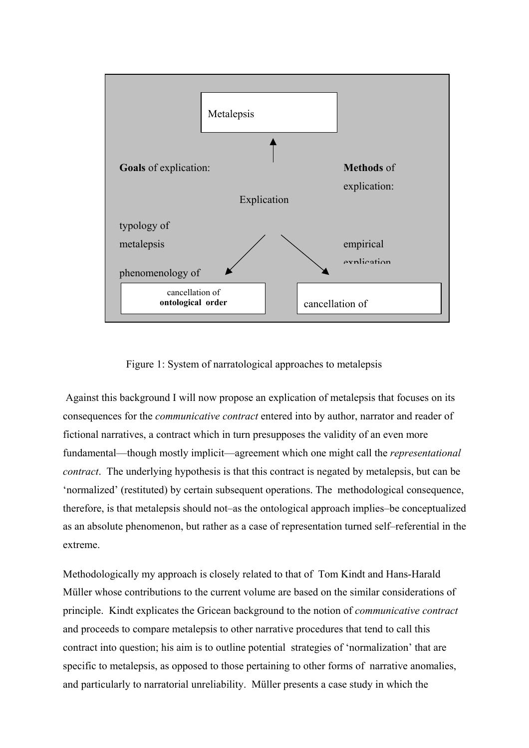Metalepsis

**Goals** of explication:

Explication

**Methods** of explication:

typology of metalepsis

phenomenology of

empirical explication

cancellation of **ontological order**

cancellation of

Figure 1: System of narratological approaches to metalepsis

Against this background I will now propose an explication of metalepsis that focuses on its consequences for the *communicative contract* entered into by author, narrator and reader of fictional narratives, a contract which in turn presupposes the validity of an even more fundamental—though mostly implicit—agreement which one might call the *representational contract*. The underlying hypothesis is that this contract is negated by metalepsis, but can be 'normalized' (restituted) by certain subsequent operations. The methodological consequence, therefore, is that metalepsis should not–as the ontological approach implies–be conceptualized as an absolute phenomenon, but rather as a case of representation turned self–referential in the extreme.

Methodologically my approach is closely related to that of Tom Kindt and Hans-Harald Müller whose contributions to the current volume are based on the similar considerations of principle. Kindt explicates the Gricean background to the notion of *communicative contract* and proceeds to compare metalepsis to other narrative procedures that tend to call this contract into question; his aim is to outline potential strategies of 'normalization' that are specific to metalepsis, as opposed to those pertaining to other forms of narrative anomalies, and particularly to narratorial unreliability. Müller presents a case study in which the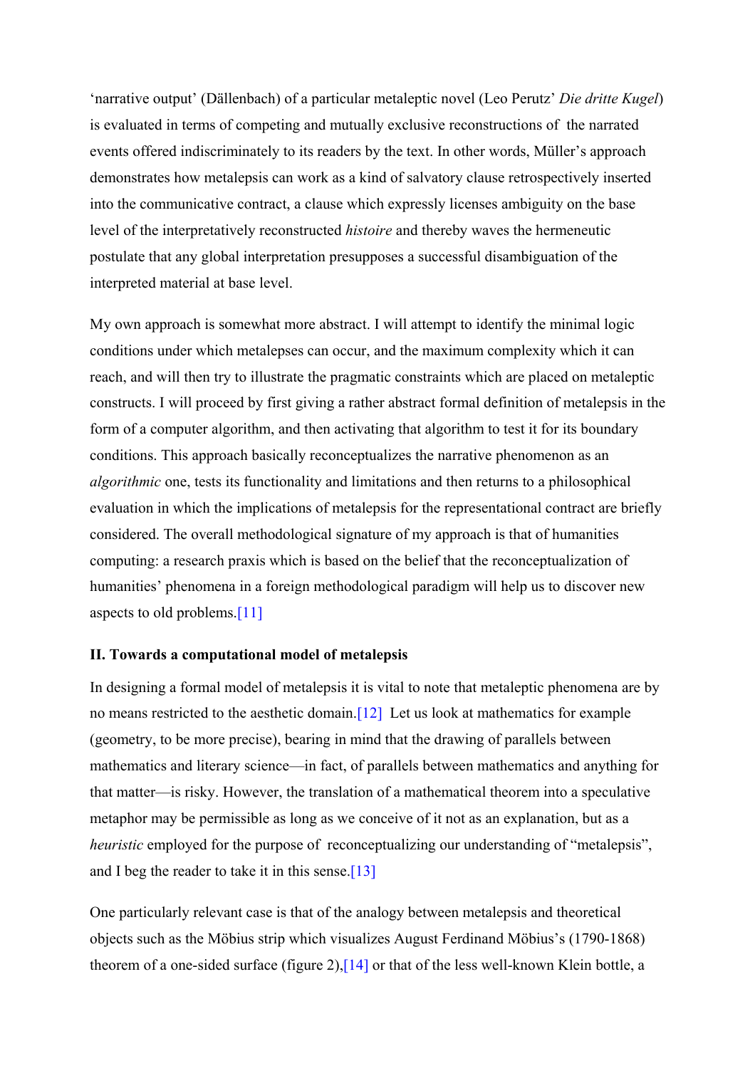'narrative output' (Dällenbach) of a particular metaleptic novel (Leo Perutz' *Die dritte Kugel*) is evaluated in terms of competing and mutually exclusive reconstructions of the narrated events offered indiscriminately to its readers by the text. In other words, Müller's approach demonstrates how metalepsis can work as a kind of salvatory clause retrospectively inserted into the communicative contract, a clause which expressly licenses ambiguity on the base level of the interpretatively reconstructed *histoire* and thereby waves the hermeneutic postulate that any global interpretation presupposes a successful disambiguation of the interpreted material at base level.

My own approach is somewhat more abstract. I will attempt to identify the minimal logic conditions under which metalepses can occur, and the maximum complexity which it can reach, and will then try to illustrate the pragmatic constraints which are placed on metaleptic constructs. I will proceed by first giving a rather abstract formal definition of metalepsis in the form of a computer algorithm, and then activating that algorithm to test it for its boundary conditions. This approach basically reconceptualizes the narrative phenomenon as an *algorithmic* one, tests its functionality and limitations and then returns to a philosophical evaluation in which the implications of metalepsis for the representational contract are briefly considered. The overall methodological signature of my approach is that of humanities computing: a research praxis which is based on the belief that the reconceptualization of humanities' phenomena in a foreign methodological paradigm will help us to discover new aspects to old problems.[11]

**II. Towards a computational model of metalepsis**

In designing a formal model of metalepsis it is vital to note that metaleptic phenomena are by no means restricted to the aesthetic domain.[12] Let us look at mathematics for example (geometry, to be more precise), bearing in mind that the drawing of parallels between mathematics and literary science—in fact, of parallels between mathematics and anything for that matter—is risky. However, the translation of a mathematical theorem into a speculative metaphor may be permissible as long as we conceive of it not as an explanation, but as a *heuristic* employed for the purpose of reconceptualizing our understanding of "metalepsis", and I beg the reader to take it in this sense.[13]

One particularly relevant case is that of the analogy between metalepsis and theoretical objects such as the Möbius strip which visualizes August Ferdinand Möbius's (1790-1868) theorem of a one-sided surface (figure 2),[14] or that of the less well-known Klein bottle, a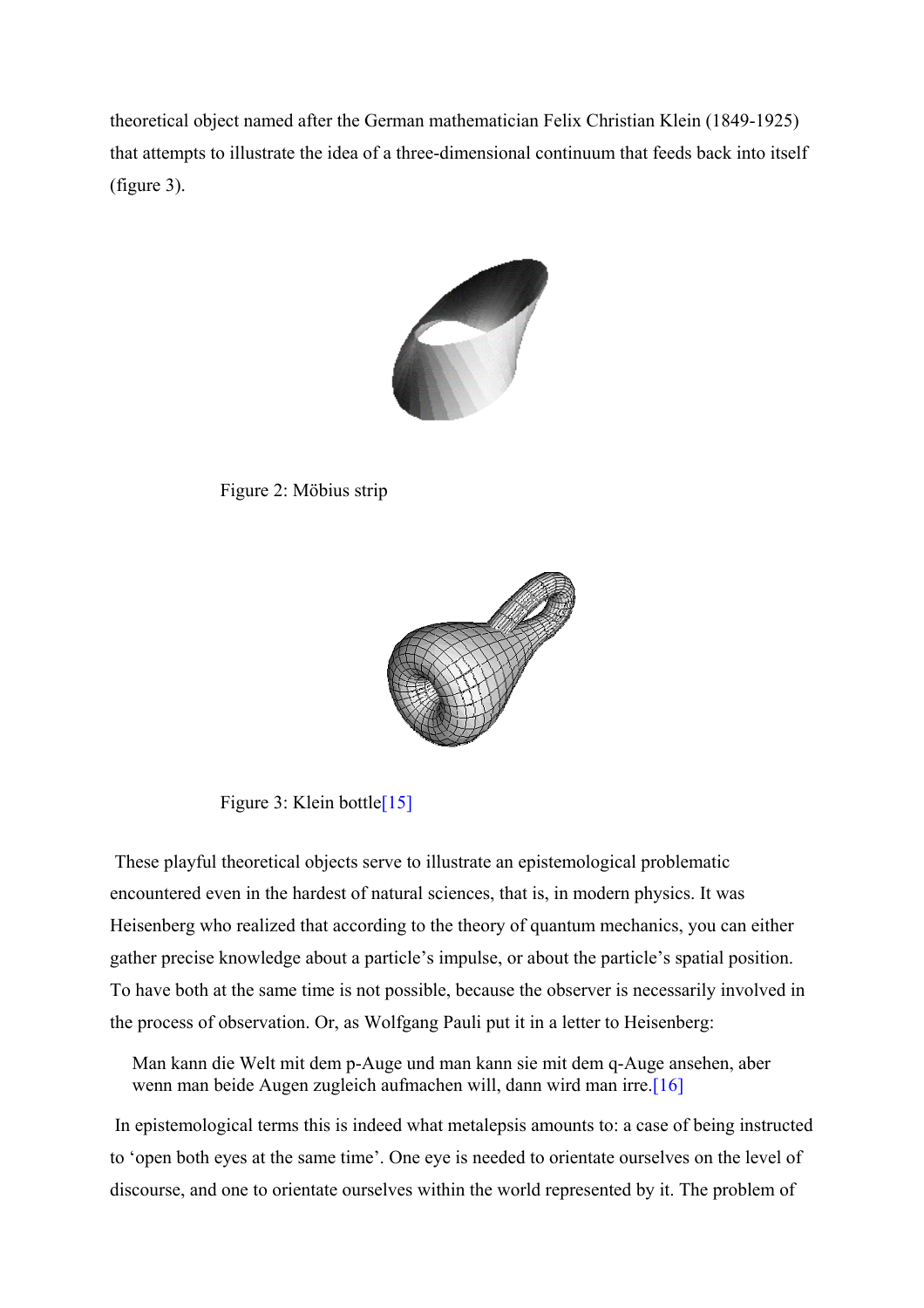theoretical object named after the German mathematician Felix Christian Klein (1849-1925) that attempts to illustrate the idea of a three-dimensional continuum that feeds back into itself (figure 3).

Figure 2: Möbius strip

Figure 3: Klein bottle[15]

These playful theoretical objects serve to illustrate an epistemological problematic encountered even in the hardest of natural sciences, that is, in modern physics. It was Heisenberg who realized that according to the theory of quantum mechanics, you can either gather precise knowledge about a particle's impulse, or about the particle's spatial position. To have both at the same time is not possible, because the observer is necessarily involved in the process of observation. Or, as Wolfgang Pauli put it in a letter to Heisenberg:

> Man kann die Welt mit dem p-Auge und man kann sie mit dem q-Auge ansehen, aber wenn man beide Augen zugleich aufmachen will, dann wird man irre.[16]

In epistemological terms this is indeed what metalepsis amounts to: a case of being instructed to 'open both eyes at the same time'. One eye is needed to orientate ourselves on the level of discourse, and one to orientate ourselves within the world represented by it. The problem of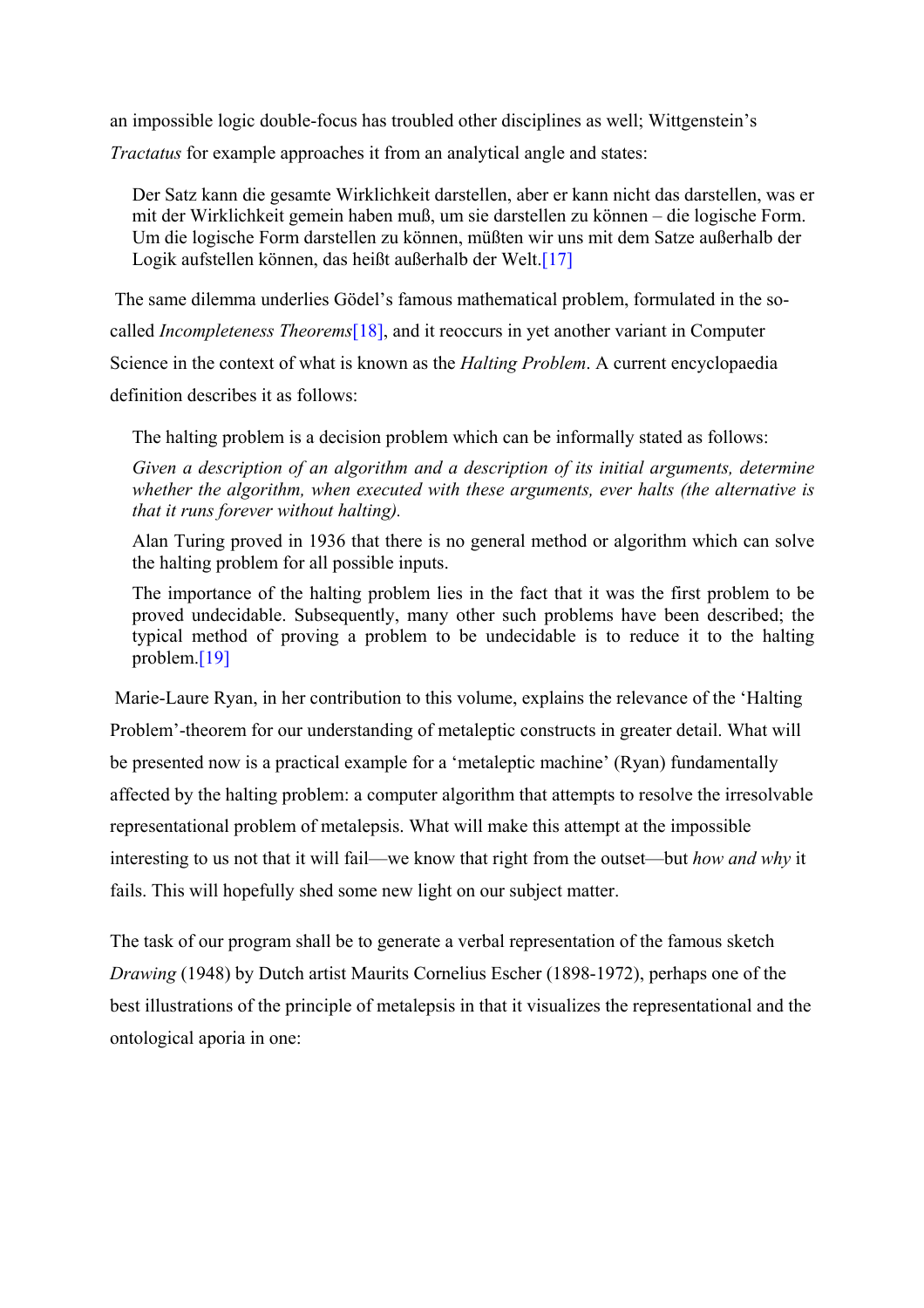an impossible logic double-focus has troubled other disciplines as well; Wittgenstein's *Tractatus* for example approaches it from an analytical angle and states:

> Der Satz kann die gesamte Wirklichkeit darstellen, aber er kann nicht das darstellen, was er mit der Wirklichkeit gemein haben muß, um sie darstellen zu können – die logische Form. Um die logische Form darstellen zu können, müßten wir uns mit dem Satze außerhalb der Logik aufstellen können, das heißt außerhalb der Welt.[17]

The same dilemma underlies Gödel's famous mathematical problem, formulated in the so-called *Incompleteness Theorems*[18], and it reoccurs in yet another variant in Computer Science in the context of what is known as the *Halting Problem*. A current encyclopaedia definition describes it as follows:

> The halting problem is a decision problem which can be informally stated as follows:
>
> *Given a description of an algorithm and a description of its initial arguments, determine whether the algorithm, when executed with these arguments, ever halts (the alternative is that it runs forever without halting).*
>
> Alan Turing proved in 1936 that there is no general method or algorithm which can solve the halting problem for all possible inputs.
>
> The importance of the halting problem lies in the fact that it was the first problem to be proved undecidable. Subsequently, many other such problems have been described; the typical method of proving a problem to be undecidable is to reduce it to the halting problem.[19]

Marie-Laure Ryan, in her contribution to this volume, explains the relevance of the 'Halting Problem'-theorem for our understanding of metaleptic constructs in greater detail. What will be presented now is a practical example for a 'metaleptic machine' (Ryan) fundamentally affected by the halting problem: a computer algorithm that attempts to resolve the irresolvable representational problem of metalepsis. What will make this attempt at the impossible interesting to us not that it will fail—we know that right from the outset—but *how and why* it fails. This will hopefully shed some new light on our subject matter.

The task of our program shall be to generate a verbal representation of the famous sketch *Drawing* (1948) by Dutch artist Maurits Cornelius Escher (1898-1972), perhaps one of the best illustrations of the principle of metalepsis in that it visualizes the representational and the ontological aporia in one: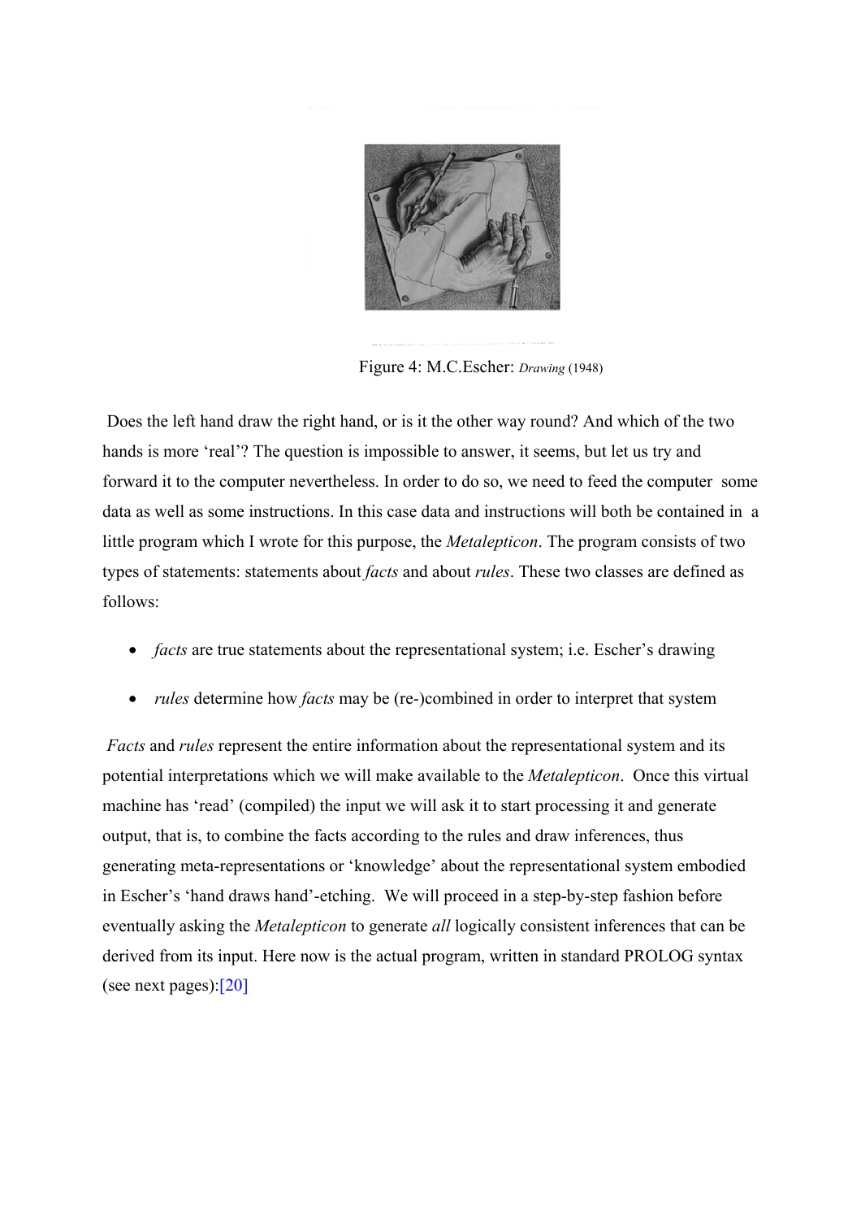Figure 4: M.C.Escher: *Drawing* (1948)

Does the left hand draw the right hand, or is it the other way round? And which of the two hands is more 'real'? The question is impossible to answer, it seems, but let us try and forward it to the computer nevertheless. In order to do so, we need to feed the computer some data as well as some instructions. In this case data and instructions will both be contained in a little program which I wrote for this purpose, the *Metalepticon*. The program consists of two types of statements: statements about *facts* and about *rules*. These two classes are defined as follows:

- *facts* are true statements about the representational system; i.e. Escher's drawing
- *rules* determine how *facts* may be (re-)combined in order to interpret that system

*Facts* and *rules* represent the entire information about the representational system and its potential interpretations which we will make available to the *Metalepticon*. Once this virtual machine has 'read' (compiled) the input we will ask it to start processing it and generate output, that is, to combine the facts according to the rules and draw inferences, thus generating meta-representations or 'knowledge' about the representational system embodied in Escher's 'hand draws hand'-etching. We will proceed in a step-by-step fashion before eventually asking the *Metalepticon* to generate *all* logically consistent inferences that can be derived from its input. Here now is the actual program, written in standard PROLOG syntax (see next pages):[20]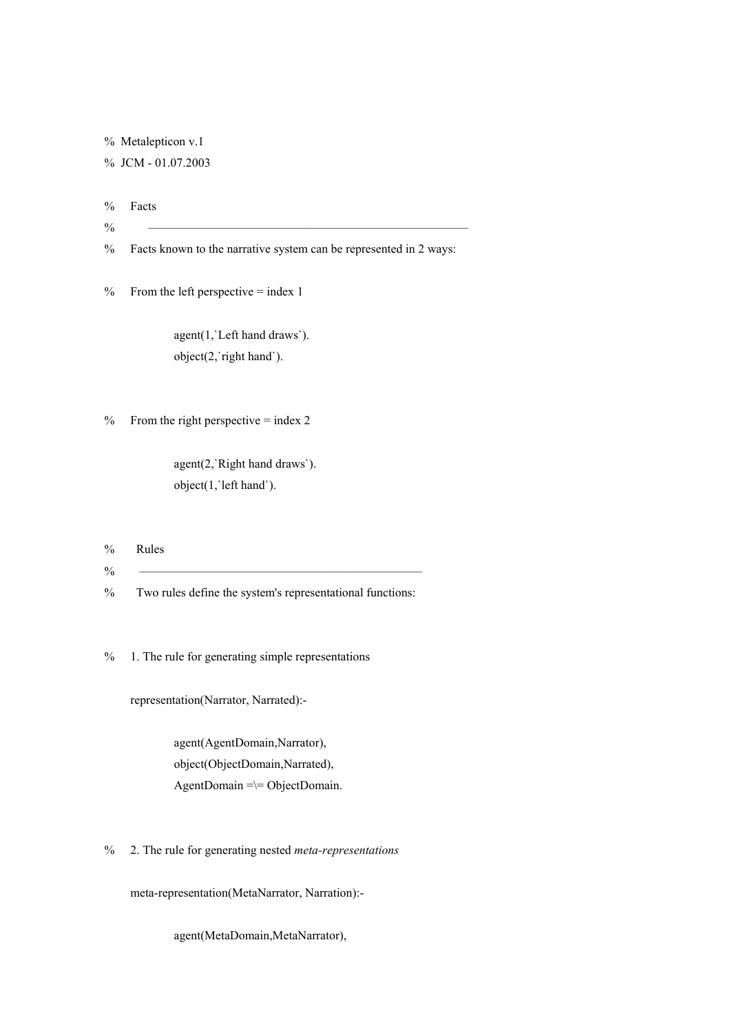```
%  Metalepticon v.1
%  JCM - 01.07.2003

%    Facts
%    ——————————————————————————————————————————————
%    Facts known to the narrative system can be represented in 2 ways:

%    From the left perspective = index 1

            agent(1,`Left hand draws`).
            object(2,`right hand`).


%    From the right perspective = index 2

            agent(2,`Right hand draws`).
            object(1,`left hand`).



%    Rules
%    ———————————————————————————————————————————
%    Two rules define the system's representational functions:



%    1. The rule for generating simple representations

      representation(Narrator, Narrated):-

            agent(AgentDomain,Narrator),
            object(ObjectDomain,Narrated),
            AgentDomain =\= ObjectDomain.


%    2. The rule for generating nested meta-representations

      meta-representation(MetaNarrator, Narration):-

            agent(MetaDomain,MetaNarrator),
```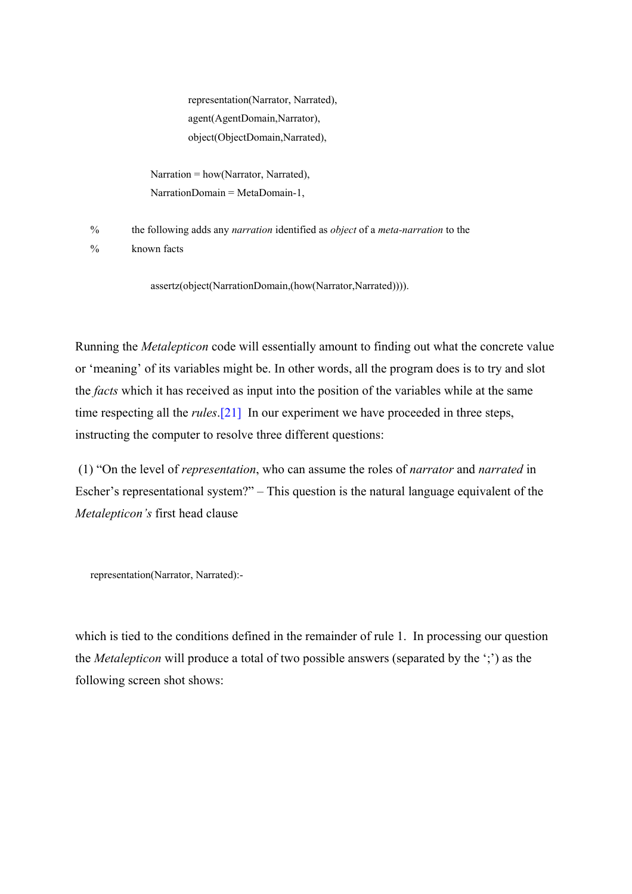```
                    representation(Narrator, Narrated),
                    agent(AgentDomain,Narrator),
                    object(ObjectDomain,Narrated),

            Narration = how(Narrator, Narrated),
            NarrationDomain = MetaDomain-1,

%       the following adds any narration identified as object of a meta-narration to the
%       known facts

            assertz(object(NarrationDomain,(how(Narrator,Narrated)))).
```

Running the *Metalepticon* code will essentially amount to finding out what the concrete value or 'meaning' of its variables might be. In other words, all the program does is to try and slot the *facts* which it has received as input into the position of the variables while at the same time respecting all the *rules*.[21] In our experiment we have proceeded in three steps, instructing the computer to resolve three different questions:

(1) "On the level of *representation*, who can assume the roles of *narrator* and *narrated* in Escher's representational system?" – This question is the natural language equivalent of the *Metalepticon's* first head clause

```
representation(Narrator, Narrated):-
```

which is tied to the conditions defined in the remainder of rule 1. In processing our question the *Metalepticon* will produce a total of two possible answers (separated by the ';') as the following screen shot shows: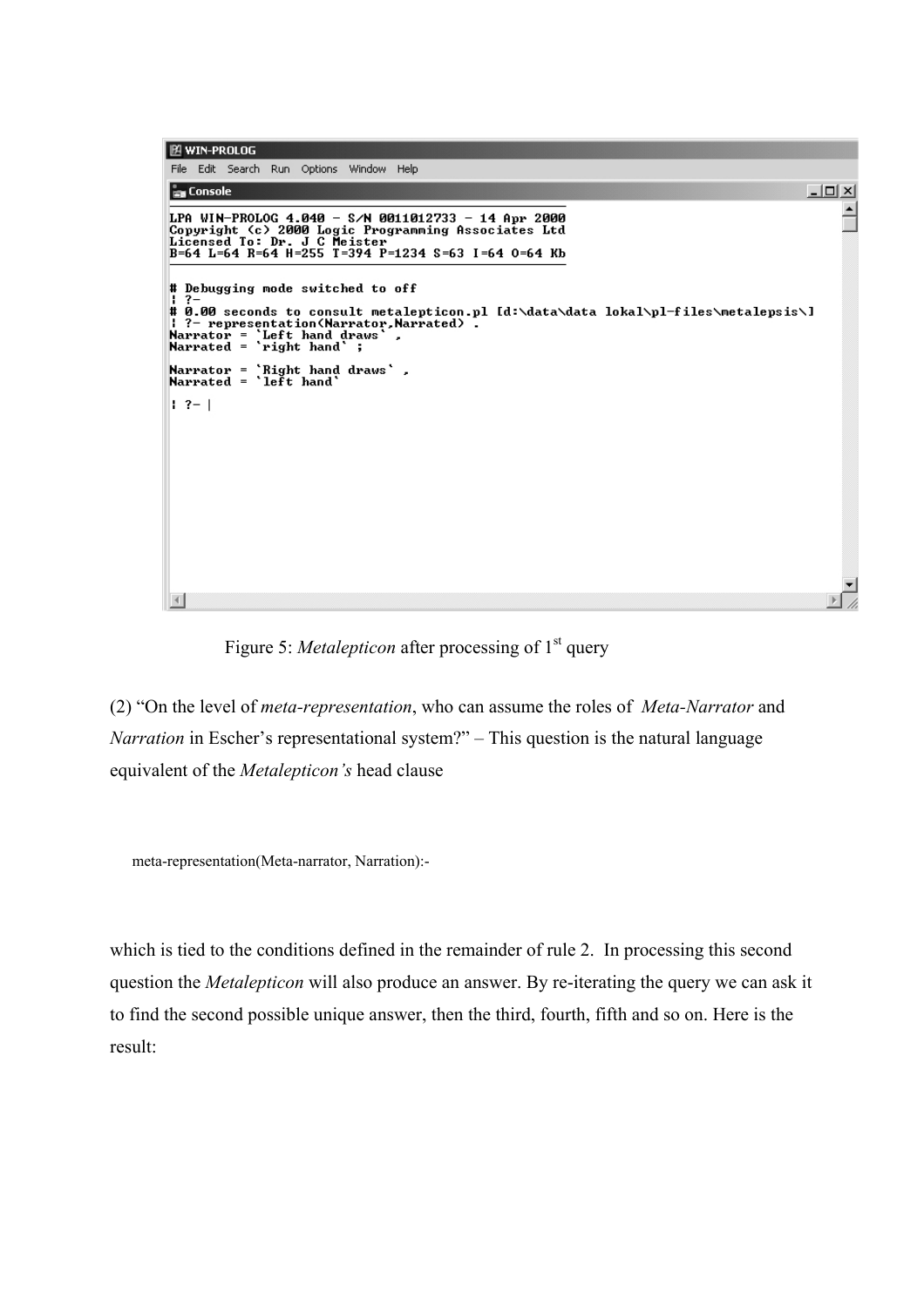```
WIN-PROLOG
File  Edit  Search  Run  Options  Window  Help
Console

LPA WIN-PROLOG 4.040 - S/N 0011012733 - 14 Apr 2000
Copyright (c) 2000 Logic Programming Associates Ltd
Licensed To: Dr. J C Meister
B=64 L=64 R=64 H=255 T=394 P=1234 S=63 I=64 O=64 Kb

# Debugging mode switched to off
| ?-
# 0.00 seconds to consult metalepticon.pl [d:\data\data lokal\pl-files\metalepsis\]
| ?- representation(Narrator,Narrated) .
Narrator = `Left hand draws` ,
Narrated = `right hand` ;

Narrator = `Right hand draws` ,
Narrated = `left hand`

| ?- |
```

Figure 5: *Metalepticon* after processing of 1st query

(2) "On the level of *meta-representation*, who can assume the roles of *Meta-Narrator* and *Narration* in Escher's representational system?" – This question is the natural language equivalent of the *Metalepticon's* head clause

```
meta-representation(Meta-narrator, Narration):-
```

which is tied to the conditions defined in the remainder of rule 2. In processing this second question the *Metalepticon* will also produce an answer. By re-iterating the query we can ask it to find the second possible unique answer, then the third, fourth, fifth and so on. Here is the result: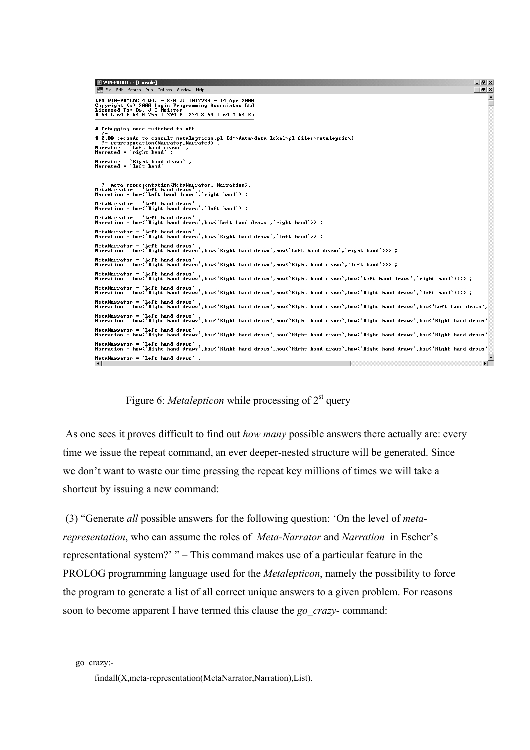```
WIN-PROLOG - [Console]
File  Edit  Search  Run  Options  Window  Help

LPA WIN-PROLOG 4.040 - S/N 0011012733 - 14 Apr 2000
Copyright (c) 2000 Logic Programming Associates Ltd
Licensed To: Dr. J C Meister
B=64 L=64 R=64 H=255 T=394 P=1234 S=63 I=64 O=64 Kb

# Debugging mode switched to off
| ?-
# 0.00 seconds to consult metalepticon.pl [d:\data\data lokal\pl-files\metalepsis\]
| ?- representation(Narrator,Narrated) .
Narrator = `Left hand draws` ,
Narrated = `right hand` ;

Narrator = `Right hand draws` ,
Narrated = `left hand`


| ?- meta-representation(MetaNarrator, Narration).
MetaNarrator = `Left hand draws` ,
Narration = how(`Left hand draws`,`right hand`) ;

MetaNarrator = `Left hand draws` ,
Narration = how(`Right hand draws`,`left hand`) ;

MetaNarrator = `Left hand draws` ,
Narration = how(`Right hand draws`,how(`Left hand draws`,`right hand`)) ;

MetaNarrator = `Left hand draws` ,
Narration = how(`Right hand draws`,how(`Right hand draws`,`left hand`)) ;

MetaNarrator = `Left hand draws` ,
Narration = how(`Right hand draws`,how(`Right hand draws`,how(`Left hand draws`,`right hand`))) ;

MetaNarrator = `Left hand draws` ,
Narration = how(`Right hand draws`,how(`Right hand draws`,how(`Right hand draws`,`left hand`))) ;

MetaNarrator = `Left hand draws` ,
Narration = how(`Right hand draws`,how(`Right hand draws`,how(`Right hand draws`,how(`Left hand draws`,`right hand`)))) ;

MetaNarrator = `Left hand draws` ,
Narration = how(`Right hand draws`,how(`Right hand draws`,how(`Right hand draws`,how(`Right hand draws`,`left hand`)))) ;

MetaNarrator = `Left hand draws` ,
Narration = how(`Right hand draws`,how(`Right hand draws`,how(`Right hand draws`,how(`Right hand draws`,how(`Left hand draws`,

MetaNarrator = `Left hand draws` ,
Narration = how(`Right hand draws`,how(`Right hand draws`,how(`Right hand draws`,how(`Right hand draws`,how(`Right hand draws`

MetaNarrator = `Left hand draws` ,
Narration = how(`Right hand draws`,how(`Right hand draws`,how(`Right hand draws`,how(`Right hand draws`,how(`Right hand draws`

MetaNarrator = `Left hand draws` ,
Narration = how(`Right hand draws`,how(`Right hand draws`,how(`Right hand draws`,how(`Right hand draws`,how(`Right hand draws`

MetaNarrator = `Left hand draws` ,
```

Figure 6: *Metalepticon* while processing of 2[st] query

As one sees it proves difficult to find out *how many* possible answers there actually are: every time we issue the repeat command, an ever deeper-nested structure will be generated. Since we don't want to waste our time pressing the repeat key millions of times we will take a shortcut by issuing a new command:

(3) "Generate *all* possible answers for the following question: 'On the level of *meta-representation*, who can assume the roles of *Meta-Narrator* and *Narration* in Escher's representational system?' " – This command makes use of a particular feature in the PROLOG programming language used for the *Metalepticon*, namely the possibility to force the program to generate a list of all correct unique answers to a given problem. For reasons soon to become apparent I have termed this clause the *go_crazy*- command:

```
go_crazy:-
    findall(X,meta-representation(MetaNarrator,Narration),List).
```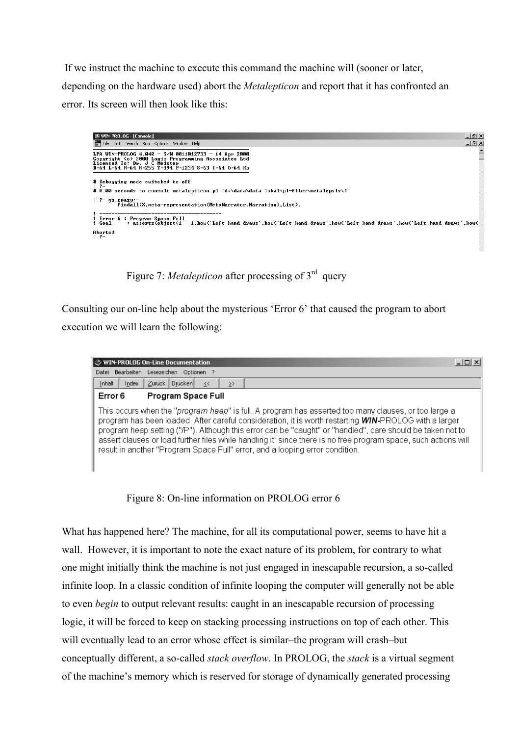If we instruct the machine to execute this command the machine will (sooner or later, depending on the hardware used) abort the *Metalepticon* and report that it has confronted an error. Its screen will then look like this:

```
LPA WIN-PROLOG 4.040 - S/N 0011012733 - 14 Apr 2000
Copyright (c) 2000 Logic Programming Associates Ltd
Licensed To: Dr. J C Meister
B-64 L-64 R-64 H-255 T-394 P-1234 S-63 I-64 0-64 Kb

# Debugging mode switched to off
| ?-
# 0.00 seconds to consult metalepticon.pl [d:\data\data lokal\pl-files\metalepsis\]

| ?- go_crazy:-
       findall(X,meta-representation(MetaNarrator,Narration),List).

! ----------------------------------------
! Error 6 : Program Space Full
! Goal    : assertz(object(1 - 1,how('Left hand draws',how('Left hand draws',how('Left hand draws',how('Left hand draws',how(

Aborted
| ?-
```

Figure 7: *Metalepticon* after processing of 3[rd] query

Consulting our on-line help about the mysterious 'Error 6' that caused the program to abort execution we will learn the following:

**Error 6 Program Space Full**

This occurs when the "*program heap*" is full. A program has asserted too many clauses, or too large a program has been loaded. After careful consideration, it is worth restarting ***WIN***-PROLOG with a larger program heap setting ("/P"). Although this error can be "caught" or "handled", care should be taken not to assert clauses or load further files while handling it: since there is no free program space, such actions will result in another "Program Space Full" error, and a looping error condition.

Figure 8: On-line information on PROLOG error 6

What has happened here? The machine, for all its computational power, seems to have hit a wall. However, it is important to note the exact nature of its problem, for contrary to what one might initially think the machine is not just engaged in inescapable recursion, a so-called infinite loop. In a classic condition of infinite looping the computer will generally not be able to even *begin* to output relevant results: caught in an inescapable recursion of processing logic, it will be forced to keep on stacking processing instructions on top of each other. This will eventually lead to an error whose effect is similar–the program will crash–but conceptually different, a so-called *stack overflow*. In PROLOG, the *stack* is a virtual segment of the machine's memory which is reserved for storage of dynamically generated processing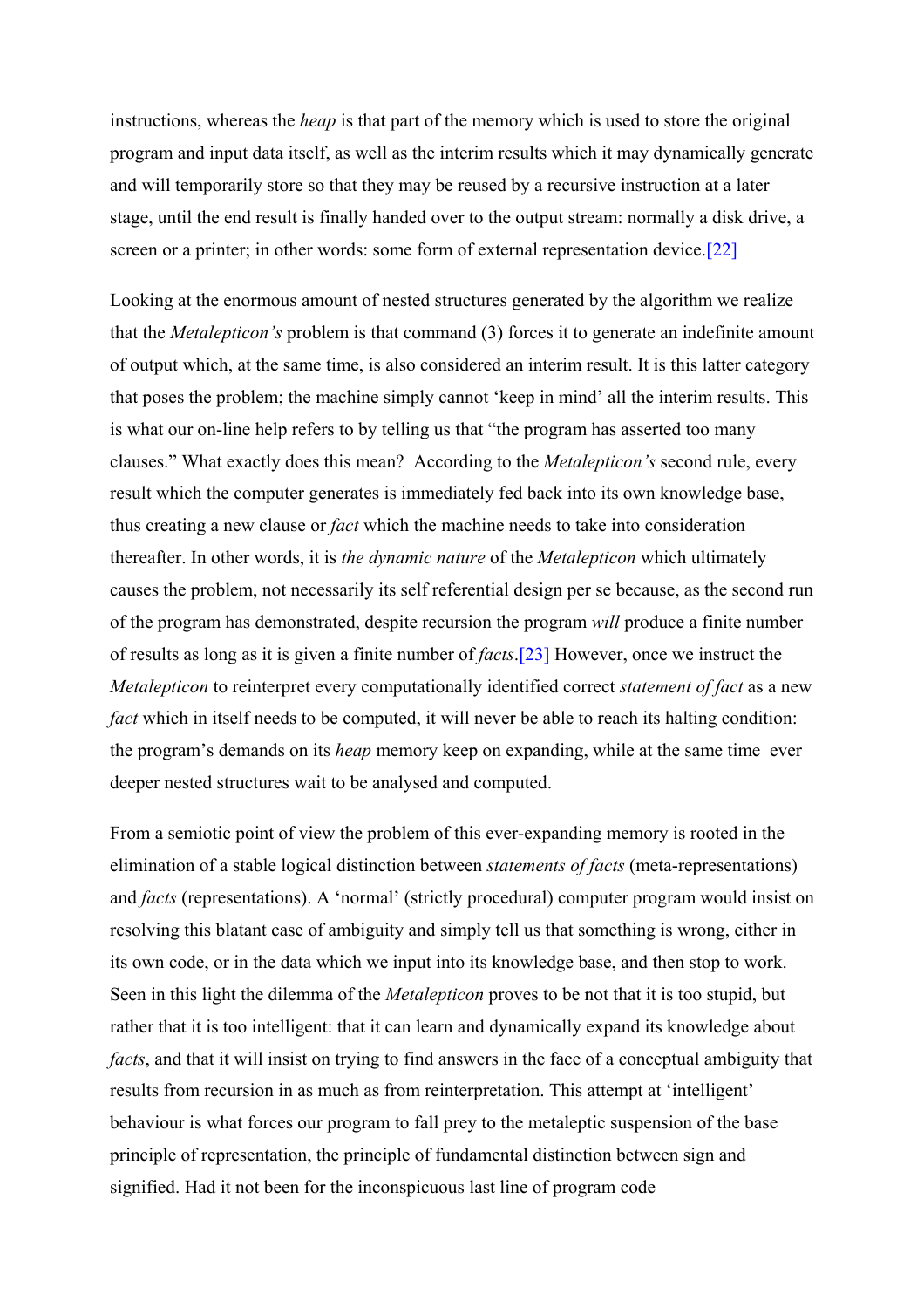instructions, whereas the *heap* is that part of the memory which is used to store the original program and input data itself, as well as the interim results which it may dynamically generate and will temporarily store so that they may be reused by a recursive instruction at a later stage, until the end result is finally handed over to the output stream: normally a disk drive, a screen or a printer; in other words: some form of external representation device.[22]

Looking at the enormous amount of nested structures generated by the algorithm we realize that the *Metalepticon's* problem is that command (3) forces it to generate an indefinite amount of output which, at the same time, is also considered an interim result. It is this latter category that poses the problem; the machine simply cannot 'keep in mind' all the interim results. This is what our on-line help refers to by telling us that "the program has asserted too many clauses." What exactly does this mean? According to the *Metalepticon's* second rule, every result which the computer generates is immediately fed back into its own knowledge base, thus creating a new clause or *fact* which the machine needs to take into consideration thereafter. In other words, it is *the dynamic nature* of the *Metalepticon* which ultimately causes the problem, not necessarily its self referential design per se because, as the second run of the program has demonstrated, despite recursion the program *will* produce a finite number of results as long as it is given a finite number of *facts*.[23] However, once we instruct the *Metalepticon* to reinterpret every computationally identified correct *statement of fact* as a new *fact* which in itself needs to be computed, it will never be able to reach its halting condition: the program's demands on its *heap* memory keep on expanding, while at the same time ever deeper nested structures wait to be analysed and computed.

From a semiotic point of view the problem of this ever-expanding memory is rooted in the elimination of a stable logical distinction between *statements of facts* (meta-representations) and *facts* (representations). A 'normal' (strictly procedural) computer program would insist on resolving this blatant case of ambiguity and simply tell us that something is wrong, either in its own code, or in the data which we input into its knowledge base, and then stop to work. Seen in this light the dilemma of the *Metalepticon* proves to be not that it is too stupid, but rather that it is too intelligent: that it can learn and dynamically expand its knowledge about *facts*, and that it will insist on trying to find answers in the face of a conceptual ambiguity that results from recursion in as much as from reinterpretation. This attempt at 'intelligent' behaviour is what forces our program to fall prey to the metaleptic suspension of the base principle of representation, the principle of fundamental distinction between sign and signified. Had it not been for the inconspicuous last line of program code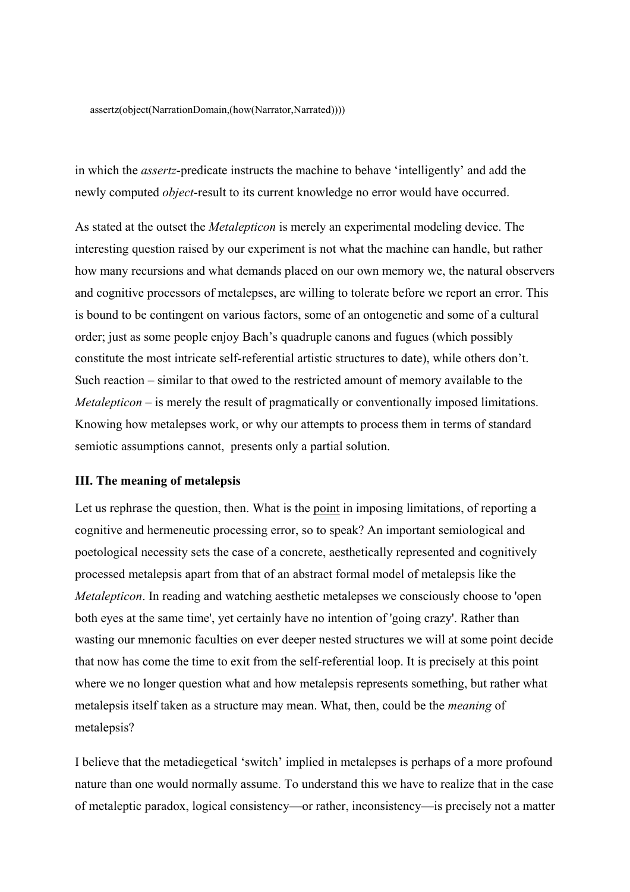```
assertz(object(NarrationDomain,(how(Narrator,Narrated))))
```

in which the *assertz*-predicate instructs the machine to behave 'intelligently' and add the newly computed *object*-result to its current knowledge no error would have occurred.

As stated at the outset the *Metalepticon* is merely an experimental modeling device. The interesting question raised by our experiment is not what the machine can handle, but rather how many recursions and what demands placed on our own memory we, the natural observers and cognitive processors of metalepses, are willing to tolerate before we report an error. This is bound to be contingent on various factors, some of an ontogenetic and some of a cultural order; just as some people enjoy Bach's quadruple canons and fugues (which possibly constitute the most intricate self-referential artistic structures to date), while others don't. Such reaction – similar to that owed to the restricted amount of memory available to the *Metalepticon* – is merely the result of pragmatically or conventionally imposed limitations. Knowing how metalepses work, or why our attempts to process them in terms of standard semiotic assumptions cannot, presents only a partial solution.

### III. The meaning of metalepsis

Let us rephrase the question, then. What is the point in imposing limitations, of reporting a cognitive and hermeneutic processing error, so to speak? An important semiological and poetological necessity sets the case of a concrete, aesthetically represented and cognitively processed metalepsis apart from that of an abstract formal model of metalepsis like the *Metalepticon*. In reading and watching aesthetic metalepses we consciously choose to 'open both eyes at the same time', yet certainly have no intention of 'going crazy'. Rather than wasting our mnemonic faculties on ever deeper nested structures we will at some point decide that now has come the time to exit from the self-referential loop. It is precisely at this point where we no longer question what and how metalepsis represents something, but rather what metalepsis itself taken as a structure may mean. What, then, could be the *meaning* of metalepsis?

I believe that the metadiegetical 'switch' implied in metalepses is perhaps of a more profound nature than one would normally assume. To understand this we have to realize that in the case of metaleptic paradox, logical consistency—or rather, inconsistency—is precisely not a matter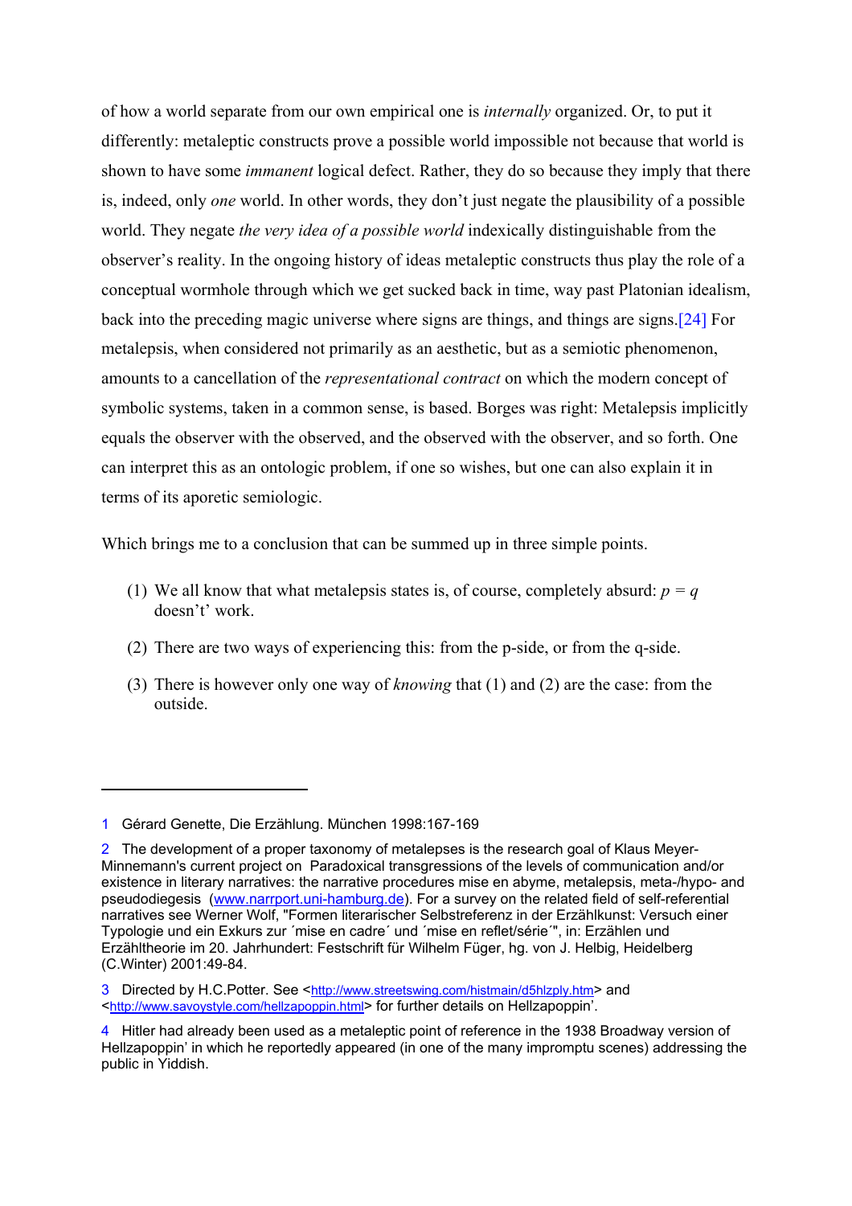of how a world separate from our own empirical one is *internally* organized. Or, to put it differently: metaleptic constructs prove a possible world impossible not because that world is shown to have some *immanent* logical defect. Rather, they do so because they imply that there is, indeed, only *one* world. In other words, they don't just negate the plausibility of a possible world. They negate *the very idea of a possible world* indexically distinguishable from the observer's reality. In the ongoing history of ideas metaleptic constructs thus play the role of a conceptual wormhole through which we get sucked back in time, way past Platonian idealism, back into the preceding magic universe where signs are things, and things are signs.[24] For metalepsis, when considered not primarily as an aesthetic, but as a semiotic phenomenon, amounts to a cancellation of the *representational contract* on which the modern concept of symbolic systems, taken in a common sense, is based. Borges was right: Metalepsis implicitly equals the observer with the observed, and the observed with the observer, and so forth. One can interpret this as an ontologic problem, if one so wishes, but one can also explain it in terms of its aporetic semiologic.

Which brings me to a conclusion that can be summed up in three simple points.

(1) We all know that what metalepsis states is, of course, completely absurd: $p = q$ doesn't' work.

(2) There are two ways of experiencing this: from the p-side, or from the q-side.

(3) There is however only one way of *knowing* that (1) and (2) are the case: from the outside.

---

1 Gérard Genette, Die Erzählung. München 1998:167-169

2 The development of a proper taxonomy of metalepses is the research goal of Klaus Meyer-Minnemann's current project on Paradoxical transgressions of the levels of communication and/or existence in literary narratives: the narrative procedures mise en abyme, metalepsis, meta-/hypo- and pseudodiegesis (www.narrport.uni-hamburg.de). For a survey on the related field of self-referential narratives see Werner Wolf, "Formen literarischer Selbstreferenz in der Erzählkunst: Versuch einer Typologie und ein Exkurs zur ´mise en cadre´ und ´mise en reflet/série´", in: Erzählen und Erzähltheorie im 20. Jahrhundert: Festschrift für Wilhelm Füger, hg. von J. Helbig, Heidelberg (C.Winter) 2001:49-84.

3 Directed by H.C.Potter. See <http://www.streetswing.com/histmain/d5hlzply.htm> and <http://www.savoystyle.com/hellzapoppin.html> for further details on Hellzapoppin'.

4 Hitler had already been used as a metaleptic point of reference in the 1938 Broadway version of Hellzapoppin' in which he reportedly appeared (in one of the many impromptu scenes) addressing the public in Yiddish.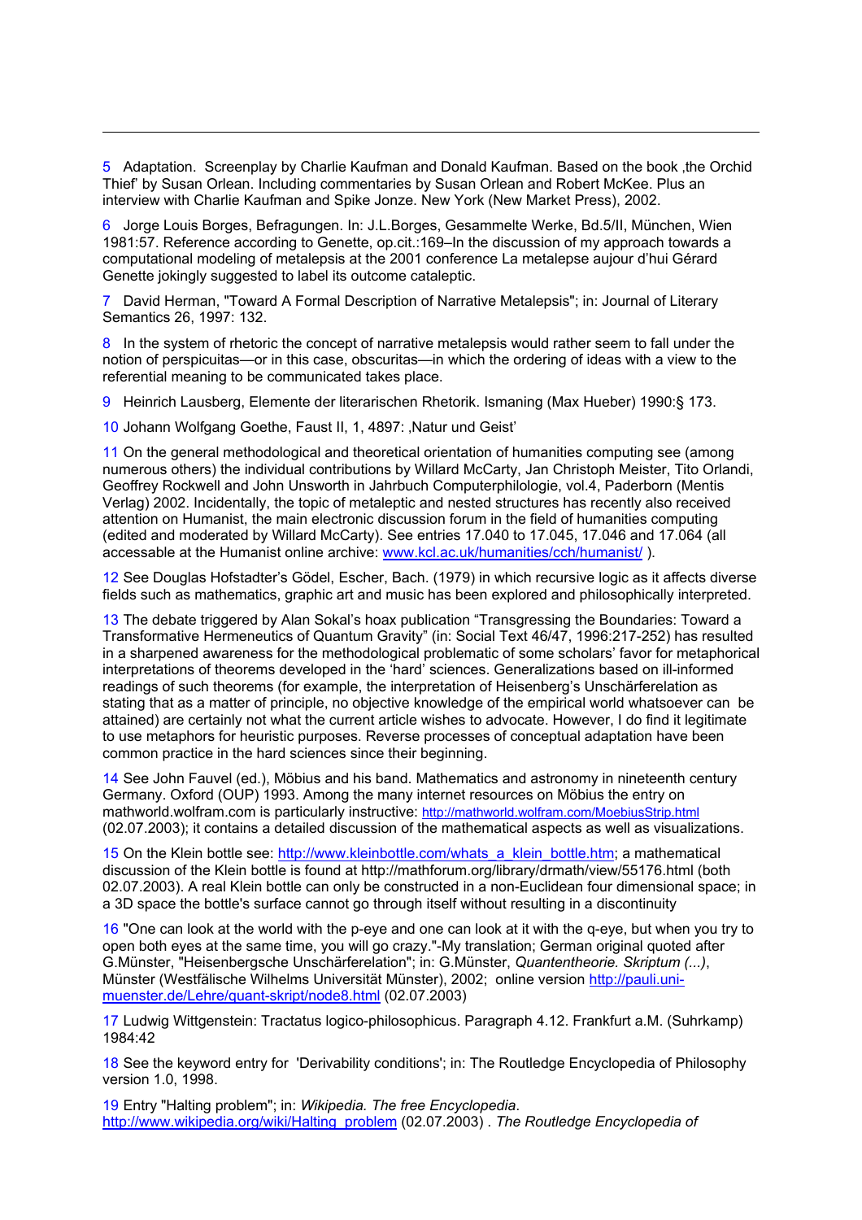5 Adaptation. Screenplay by Charlie Kaufman and Donald Kaufman. Based on the book ‚the Orchid Thief' by Susan Orlean. Including commentaries by Susan Orlean and Robert McKee. Plus an interview with Charlie Kaufman and Spike Jonze. New York (New Market Press), 2002.

6 Jorge Louis Borges, Befragungen. In: J.L.Borges, Gesammelte Werke, Bd.5/II, München, Wien 1981:57. Reference according to Genette, op.cit.:169–In the discussion of my approach towards a computational modeling of metalepsis at the 2001 conference La metalepse aujour d'hui Gérard Genette jokingly suggested to label its outcome cataleptic.

7 David Herman, "Toward A Formal Description of Narrative Metalepsis"; in: Journal of Literary Semantics 26, 1997: 132.

8 In the system of rhetoric the concept of narrative metalepsis would rather seem to fall under the notion of perspicuitas—or in this case, obscuritas—in which the ordering of ideas with a view to the referential meaning to be communicated takes place.

9 Heinrich Lausberg, Elemente der literarischen Rhetorik. Ismaning (Max Hueber) 1990:§ 173.

10 Johann Wolfgang Goethe, Faust II, 1, 4897: ‚Natur und Geist'

11 On the general methodological and theoretical orientation of humanities computing see (among numerous others) the individual contributions by Willard McCarty, Jan Christoph Meister, Tito Orlandi, Geoffrey Rockwell and John Unsworth in Jahrbuch Computerphilologie, vol.4, Paderborn (Mentis Verlag) 2002. Incidentally, the topic of metaleptic and nested structures has recently also received attention on Humanist, the main electronic discussion forum in the field of humanities computing (edited and moderated by Willard McCarty). See entries 17.040 to 17.045, 17.046 and 17.064 (all accessable at the Humanist online archive: [www.kcl.ac.uk/humanities/cch/humanist/](www.kcl.ac.uk/humanities/cch/humanist/) ).

12 See Douglas Hofstadter's Gödel, Escher, Bach. (1979) in which recursive logic as it affects diverse fields such as mathematics, graphic art and music has been explored and philosophically interpreted.

13 The debate triggered by Alan Sokal's hoax publication "Transgressing the Boundaries: Toward a Transformative Hermeneutics of Quantum Gravity" (in: Social Text 46/47, 1996:217-252) has resulted in a sharpened awareness for the methodological problematic of some scholars' favor for metaphorical interpretations of theorems developed in the 'hard' sciences. Generalizations based on ill-informed readings of such theorems (for example, the interpretation of Heisenberg's Unschärferelation as stating that as a matter of principle, no objective knowledge of the empirical world whatsoever can be attained) are certainly not what the current article wishes to advocate. However, I do find it legitimate to use metaphors for heuristic purposes. Reverse processes of conceptual adaptation have been common practice in the hard sciences since their beginning.

14 See John Fauvel (ed.), Möbius and his band. Mathematics and astronomy in nineteenth century Germany. Oxford (OUP) 1993. Among the many internet resources on Möbius the entry on mathworld.wolfram.com is particularly instructive: [http://mathworld.wolfram.com/MoebiusStrip.html](http://mathworld.wolfram.com/MoebiusStrip.html) (02.07.2003); it contains a detailed discussion of the mathematical aspects as well as visualizations.

15 On the Klein bottle see: [http://www.kleinbottle.com/whats_a_klein_bottle.htm](http://www.kleinbottle.com/whats_a_klein_bottle.htm); a mathematical discussion of the Klein bottle is found at http://mathforum.org/library/drmath/view/55176.html (both 02.07.2003). A real Klein bottle can only be constructed in a non-Euclidean four dimensional space; in a 3D space the bottle's surface cannot go through itself without resulting in a discontinuity

16 "One can look at the world with the p-eye and one can look at it with the q-eye, but when you try to open both eyes at the same time, you will go crazy."-My translation; German original quoted after G.Münster, "Heisenbergsche Unschärferelation"; in: G.Münster, *Quantentheorie. Skriptum (...)*, Münster (Westfälische Wilhelms Universität Münster), 2002; online version [http://pauli.uni-muenster.de/Lehre/quant-skript/node8.html](http://pauli.uni-muenster.de/Lehre/quant-skript/node8.html) (02.07.2003)

17 Ludwig Wittgenstein: Tractatus logico-philosophicus. Paragraph 4.12. Frankfurt a.M. (Suhrkamp) 1984:42

18 See the keyword entry for 'Derivability conditions'; in: The Routledge Encyclopedia of Philosophy version 1.0, 1998.

19 Entry "Halting problem"; in: *Wikipedia. The free Encyclopedia*. [http://www.wikipedia.org/wiki/Halting_problem](http://www.wikipedia.org/wiki/Halting_problem) (02.07.2003) . *The Routledge Encyclopedia of*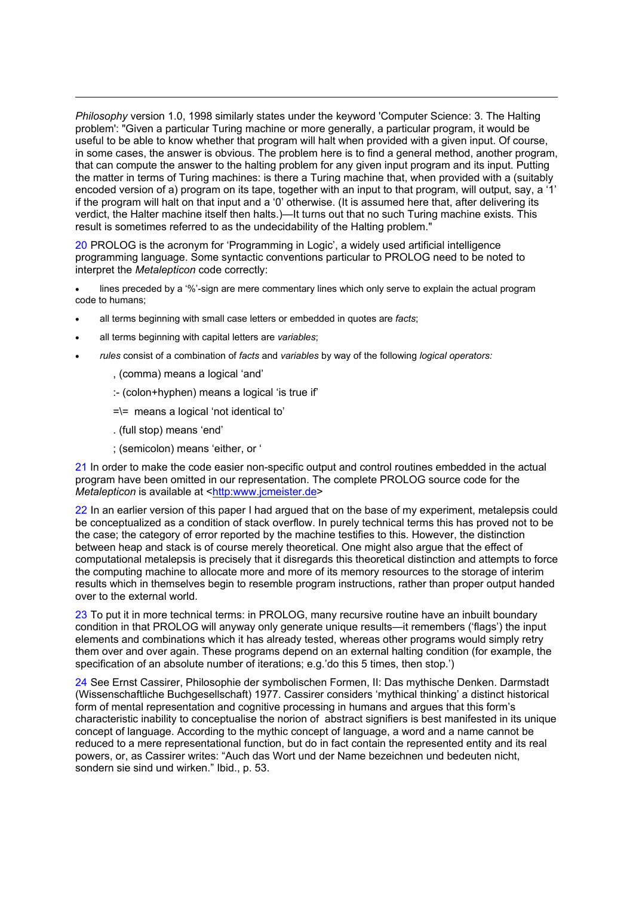*Philosophy* version 1.0, 1998 similarly states under the keyword 'Computer Science: 3. The Halting problem': "Given a particular Turing machine or more generally, a particular program, it would be useful to be able to know whether that program will halt when provided with a given input. Of course, in some cases, the answer is obvious. The problem here is to find a general method, another program, that can compute the answer to the halting problem for any given input program and its input. Putting the matter in terms of Turing machines: is there a Turing machine that, when provided with a (suitably encoded version of a) program on its tape, together with an input to that program, will output, say, a '1' if the program will halt on that input and a '0' otherwise. (It is assumed here that, after delivering its verdict, the Halter machine itself then halts.)—It turns out that no such Turing machine exists. This result is sometimes referred to as the undecidability of the Halting problem."

20 PROLOG is the acronym for 'Programming in Logic', a widely used artificial intelligence programming language. Some syntactic conventions particular to PROLOG need to be noted to interpret the *Metalepticon* code correctly:

- lines preceded by a '%'-sign are mere commentary lines which only serve to explain the actual program code to humans;
- all terms beginning with small case letters or embedded in quotes are *facts*;
- all terms beginning with capital letters are *variables*;
- *rules* consist of a combination of *facts* and *variables* by way of the following *logical operators:*

  , (comma) means a logical 'and'

  :- (colon+hyphen) means a logical 'is true if'

  =\= means a logical 'not identical to'

  . (full stop) means 'end'

  ; (semicolon) means 'either, or '

21 In order to make the code easier non-specific output and control routines embedded in the actual program have been omitted in our representation. The complete PROLOG source code for the *Metalepticon* is available at <http:www.jcmeister.de>

22 In an earlier version of this paper I had argued that on the base of my experiment, metalepsis could be conceptualized as a condition of stack overflow. In purely technical terms this has proved not to be the case; the category of error reported by the machine testifies to this. However, the distinction between heap and stack is of course merely theoretical. One might also argue that the effect of computational metalepsis is precisely that it disregards this theoretical distinction and attempts to force the computing machine to allocate more and more of its memory resources to the storage of interim results which in themselves begin to resemble program instructions, rather than proper output handed over to the external world.

23 To put it in more technical terms: in PROLOG, many recursive routine have an inbuilt boundary condition in that PROLOG will anyway only generate unique results—it remembers ('flags') the input elements and combinations which it has already tested, whereas other programs would simply retry them over and over again. These programs depend on an external halting condition (for example, the specification of an absolute number of iterations; e.g.'do this 5 times, then stop.')

24 See Ernst Cassirer, Philosophie der symbolischen Formen, II: Das mythische Denken. Darmstadt (Wissenschaftliche Buchgesellschaft) 1977. Cassirer considers 'mythical thinking' a distinct historical form of mental representation and cognitive processing in humans and argues that this form's characteristic inability to conceptualise the norion of abstract signifiers is best manifested in its unique concept of language. According to the mythic concept of language, a word and a name cannot be reduced to a mere representational function, but do in fact contain the represented entity and its real powers, or, as Cassirer writes: "Auch das Wort und der Name bezeichnen und bedeuten nicht, sondern sie sind und wirken." Ibid., p. 53.